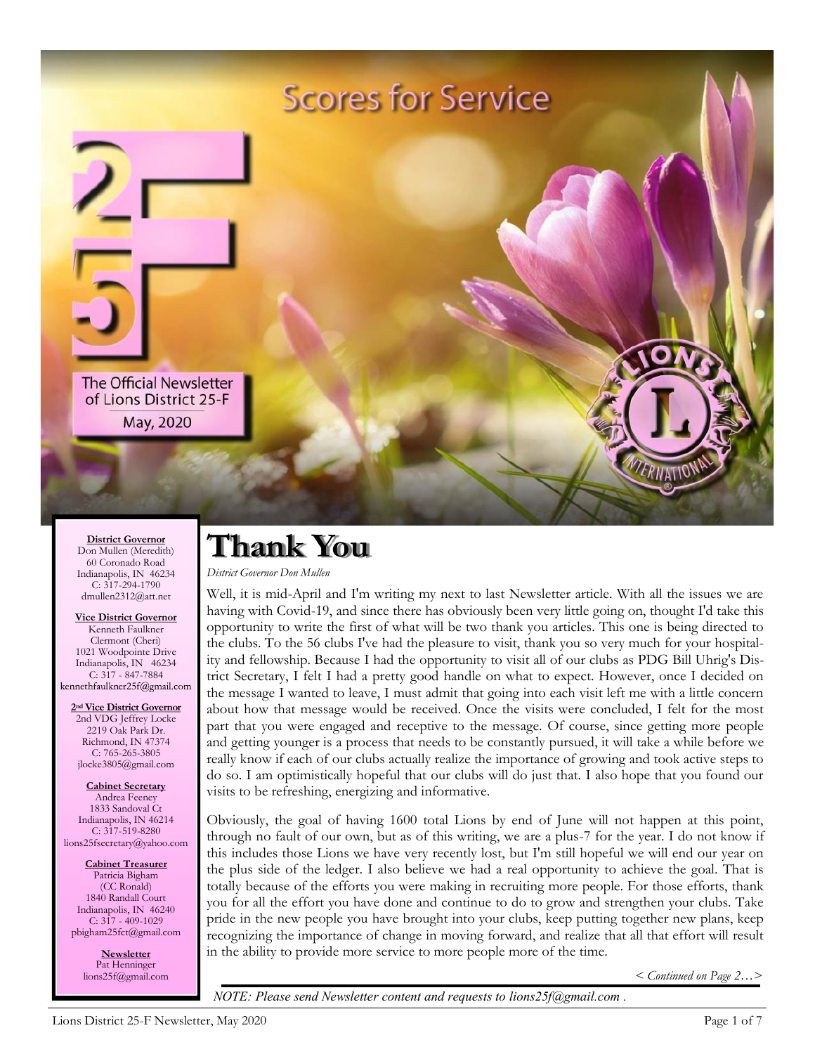# Scores for Service

The Official Newsletter of Lions District 25-F

May, 2020

**District Governor**
Don Mullen (Meredith)
60 Coronado Road
Indianapolis, IN 46234
C: 317-294-1790
dmullen2312@att.net

**Vice District Governor**
Kenneth Faulkner
Clermont (Cheri)
1021 Woodpointe Drive
Indianapolis, IN 46234
C: 317 - 847-7884
kennethfaulkner25f@gmail.com

**2nd Vice District Governor**
2nd VDG Jeffrey Locke
2219 Oak Park Dr.
Richmond, IN 47374
C: 765-265-3805
jlocke3805@gmail.com

**Cabinet Secretary**
Andrea Feeney
1833 Sandoval Ct
Indianapolis, IN 46214
C: 317-519-8280
lions25fsecretary@yahoo.com

**Cabinet Treasurer**
Patricia Bigham
(CC Ronald)
1840 Randall Court
Indianapolis, IN 46240
C: 317 - 409-1029
pbigham25fct@gmail.com

**Newsletter**
Pat Henninger
lions25f@gmail.com

# Thank You

*District Governor Don Mullen*

Well, it is mid-April and I'm writing my next to last Newsletter article. With all the issues we are having with Covid-19, and since there has obviously been very little going on, thought I'd take this opportunity to write the first of what will be two thank you articles. This one is being directed to the clubs. To the 56 clubs I've had the pleasure to visit, thank you so very much for your hospitality and fellowship. Because I had the opportunity to visit all of our clubs as PDG Bill Uhrig's District Secretary, I felt I had a pretty good handle on what to expect. However, once I decided on the message I wanted to leave, I must admit that going into each visit left me with a little concern about how that message would be received. Once the visits were concluded, I felt for the most part that you were engaged and receptive to the message. Of course, since getting more people and getting younger is a process that needs to be constantly pursued, it will take a while before we really know if each of our clubs actually realize the importance of growing and took active steps to do so. I am optimistically hopeful that our clubs will do just that. I also hope that you found our visits to be refreshing, energizing and informative.

Obviously, the goal of having 1600 total Lions by end of June will not happen at this point, through no fault of our own, but as of this writing, we are a plus-7 for the year. I do not know if this includes those Lions we have very recently lost, but I'm still hopeful we will end our year on the plus side of the ledger. I also believe we had a real opportunity to achieve the goal. That is totally because of the efforts you were making in recruiting more people. For those efforts, thank you for all the effort you have done and continue to do to grow and strengthen your clubs. Take pride in the new people you have brought into your clubs, keep putting together new plans, keep recognizing the importance of change in moving forward, and realize that all that effort will result in the ability to provide more service to more people more of the time.

*< Continued on Page 2…>*

*NOTE: Please send Newsletter content and requests to lions25f@gmail.com .*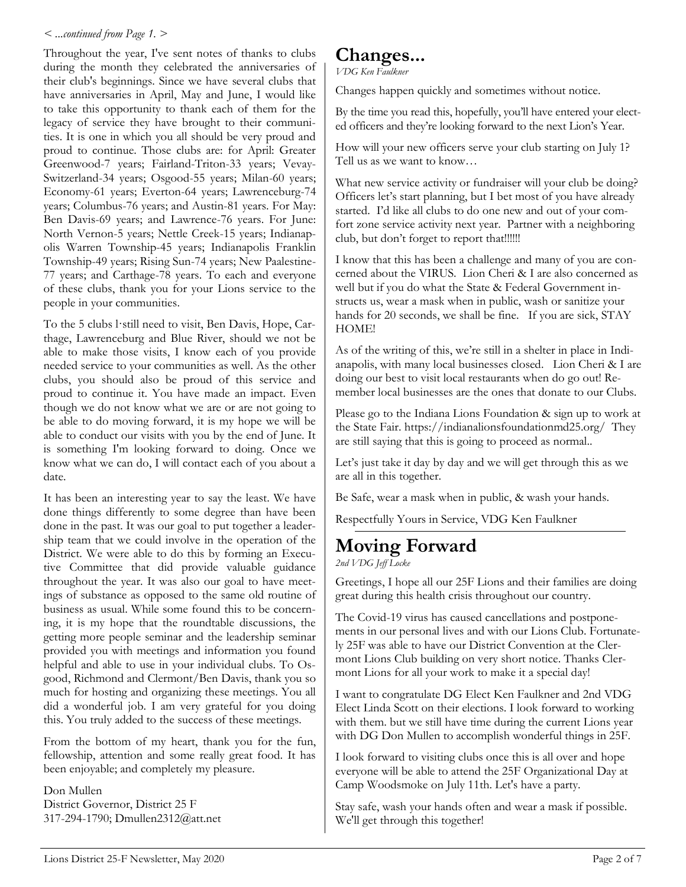< ...continued from Page 1. >

Throughout the year, I've sent notes of thanks to clubs during the month they celebrated the anniversaries of their club's beginnings. Since we have several clubs that have anniversaries in April, May and June, I would like to take this opportunity to thank each of them for the legacy of service they have brought to their communities. It is one in which you all should be very proud and proud to continue. Those clubs are: for April: Greater Greenwood-7 years; Fairland-Triton-33 years; Vevay-Switzerland-34 years; Osgood-55 years; Milan-60 years; Economy-61 years; Everton-64 years; Lawrenceburg-74 years; Columbus-76 years; and Austin-81 years. For May: Ben Davis-69 years; and Lawrence-76 years. For June: North Vernon-5 years; Nettle Creek-15 years; Indianapolis Warren Township-45 years; Indianapolis Franklin Township-49 years; Rising Sun-74 years; New Paalestine-77 years; and Carthage-78 years. To each and everyone of these clubs, thank you for your Lions service to the people in your communities.

To the 5 clubs I·still need to visit, Ben Davis, Hope, Carthage, Lawrenceburg and Blue River, should we not be able to make those visits, I know each of you provide needed service to your communities as well. As the other clubs, you should also be proud of this service and proud to continue it. You have made an impact. Even though we do not know what we are or are not going to be able to do moving forward, it is my hope we will be able to conduct our visits with you by the end of June. It is something I'm looking forward to doing. Once we know what we can do, I will contact each of you about a date.

It has been an interesting year to say the least. We have done things differently to some degree than have been done in the past. It was our goal to put together a leadership team that we could involve in the operation of the District. We were able to do this by forming an Executive Committee that did provide valuable guidance throughout the year. It was also our goal to have meetings of substance as opposed to the same old routine of business as usual. While some found this to be concerning, it is my hope that the roundtable discussions, the getting more people seminar and the leadership seminar provided you with meetings and information you found helpful and able to use in your individual clubs. To Osgood, Richmond and Clermont/Ben Davis, thank you so much for hosting and organizing these meetings. You all did a wonderful job. I am very grateful for you doing this. You truly added to the success of these meetings.

From the bottom of my heart, thank you for the fun, fellowship, attention and some really great food. It has been enjoyable; and completely my pleasure.

Don Mullen
District Governor, District 25 F
317-294-1790; Dmullen2312@att.net

# Changes...

*VDG Ken Faulkner*

Changes happen quickly and sometimes without notice.

By the time you read this, hopefully, you'll have entered your elected officers and they're looking forward to the next Lion's Year.

How will your new officers serve your club starting on July 1? Tell us as we want to know…

What new service activity or fundraiser will your club be doing? Officers let's start planning, but I bet most of you have already started. I'd like all clubs to do one new and out of your comfort zone service activity next year. Partner with a neighboring club, but don't forget to report that!!!!!!

I know that this has been a challenge and many of you are concerned about the VIRUS. Lion Cheri & I are also concerned as well but if you do what the State & Federal Government instructs us, wear a mask when in public, wash or sanitize your hands for 20 seconds, we shall be fine. If you are sick, STAY HOME!

As of the writing of this, we're still in a shelter in place in Indianapolis, with many local businesses closed. Lion Cheri & I are doing our best to visit local restaurants when do go out! Remember local businesses are the ones that donate to our Clubs.

Please go to the Indiana Lions Foundation & sign up to work at the State Fair. https://indianalionsfoundationmd25.org/ They are still saying that this is going to proceed as normal..

Let's just take it day by day and we will get through this as we are all in this together.

Be Safe, wear a mask when in public, & wash your hands.

Respectfully Yours in Service, VDG Ken Faulkner

# Moving Forward

*2nd VDG Jeff Locke*

Greetings, I hope all our 25F Lions and their families are doing great during this health crisis throughout our country.

The Covid-19 virus has caused cancellations and postponements in our personal lives and with our Lions Club. Fortunately 25F was able to have our District Convention at the Clermont Lions Club building on very short notice. Thanks Clermont Lions for all your work to make it a special day!

I want to congratulate DG Elect Ken Faulkner and 2nd VDG Elect Linda Scott on their elections. I look forward to working with them. but we still have time during the current Lions year with DG Don Mullen to accomplish wonderful things in 25F.

I look forward to visiting clubs once this is all over and hope everyone will be able to attend the 25F Organizational Day at Camp Woodsmoke on July 11th. Let's have a party.

Stay safe, wash your hands often and wear a mask if possible. We'll get through this together!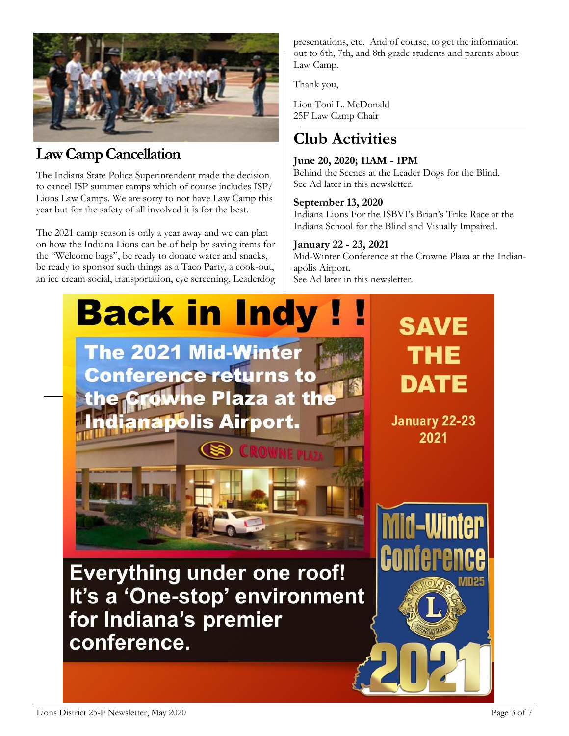## Law Camp Cancellation

The Indiana State Police Superintendent made the decision to cancel ISP summer camps which of course includes ISP/ Lions Law Camps. We are sorry to not have Law Camp this year but for the safety of all involved it is for the best.

The 2021 camp season is only a year away and we can plan on how the Indiana Lions can be of help by saving items for the "Welcome bags", be ready to donate water and snacks, be ready to sponsor such things as a Taco Party, a cook-out, an ice cream social, transportation, eye screening, Leaderdog presentations, etc. And of course, to get the information out to 6th, 7th, and 8th grade students and parents about Law Camp.

Thank you,

Lion Toni L. McDonald
25F Law Camp Chair

## Club Activities

**June 20, 2020; 11AM - 1PM**
Behind the Scenes at the Leader Dogs for the Blind.
See Ad later in this newsletter.

**September 13, 2020**
Indiana Lions For the ISBVI's Brian's Trike Race at the Indiana School for the Blind and Visually Impaired.

**January 22 - 23, 2021**
Mid-Winter Conference at the Crowne Plaza at the Indianapolis Airport.
See Ad later in this newsletter.

# Back in Indy ! !

**The 2021 Mid-Winter Conference returns to the Crowne Plaza at the Indianapolis Airport.**

**SAVE THE DATE**

**January 22-23 2021**

**Everything under one roof! It's a 'One-stop' environment for Indiana's premier conference.**

Mid-Winter Conference MD25 2021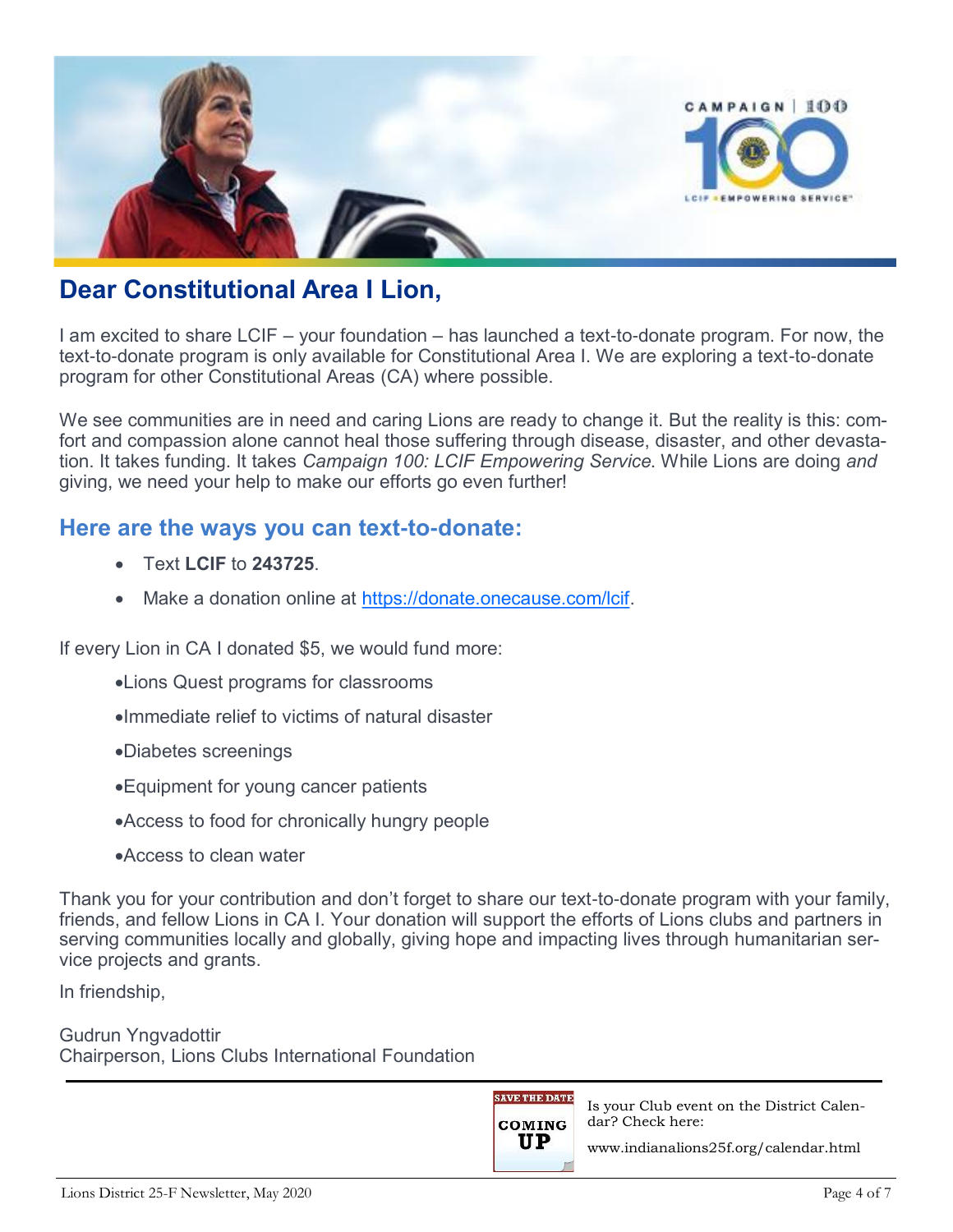## Dear Constitutional Area I Lion,

I am excited to share LCIF – your foundation – has launched a text-to-donate program. For now, the text-to-donate program is only available for Constitutional Area I. We are exploring a text-to-donate program for other Constitutional Areas (CA) where possible.

We see communities are in need and caring Lions are ready to change it. But the reality is this: comfort and compassion alone cannot heal those suffering through disease, disaster, and other devastation. It takes funding. It takes *Campaign 100: LCIF Empowering Service*. While Lions are doing *and* giving, we need your help to make our efforts go even further!

### Here are the ways you can text-to-donate:

- Text **LCIF** to **243725**.
- Make a donation online at https://donate.onecause.com/lcif.

If every Lion in CA I donated $5, we would fund more:

- Lions Quest programs for classrooms
- Immediate relief to victims of natural disaster
- Diabetes screenings
- Equipment for young cancer patients
- Access to food for chronically hungry people
- Access to clean water

Thank you for your contribution and don't forget to share our text-to-donate program with your family, friends, and fellow Lions in CA I. Your donation will support the efforts of Lions clubs and partners in serving communities locally and globally, giving hope and impacting lives through humanitarian service projects and grants.

In friendship,

Gudrun Yngvadottir
Chairperson, Lions Clubs International Foundation

---

SAVE THE DATE
COMING UP

Is your Club event on the District Calendar? Check here:

www.indianalions25f.org/calendar.html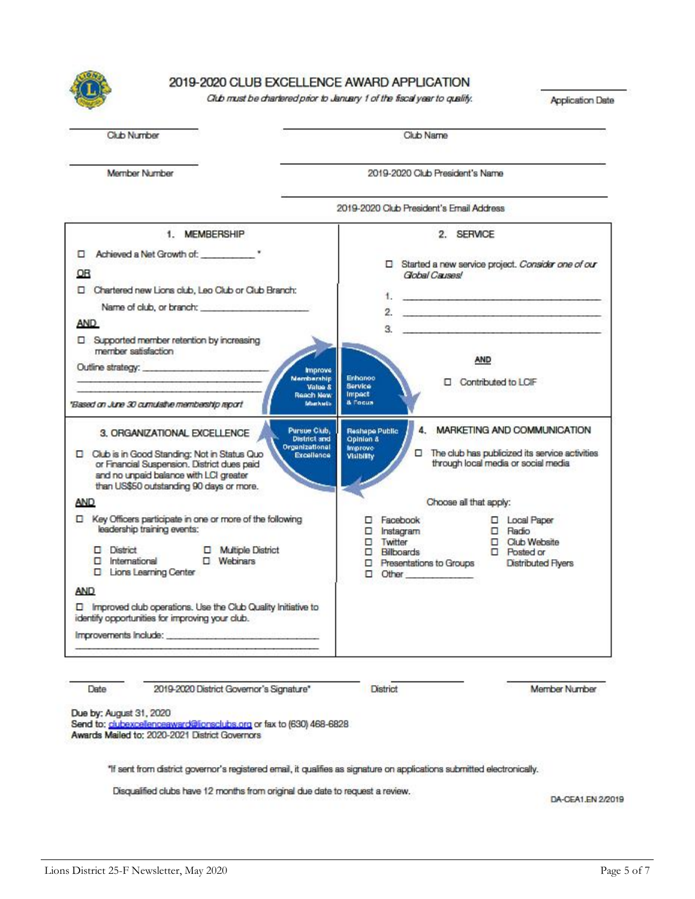# 2019-2020 CLUB EXCELLENCE AWARD APPLICATION

*Club must be chartered prior to January 1 of the fiscal year to qualify.*

\_\_\_\_\_\_\_\_\_\_\_\_
Application Date

\_\_\_\_\_\_\_\_\_\_\_\_ Club Number

\_\_\_\_\_\_\_\_\_\_\_\_ Club Name

\_\_\_\_\_\_\_\_\_\_\_\_ Member Number

\_\_\_\_\_\_\_\_\_\_\_\_ 2019-2020 Club President's Name

\_\_\_\_\_\_\_\_\_\_\_\_ 2019-2020 Club President's Email Address

## 1. MEMBERSHIP

☐ Achieved a Net Growth of: \_\_\_\_\_\_\_\_\_\_ *

**OR**

☐ Chartered new Lions club, Leo Club or Club Branch:

Name of club, or branch: \_\_\_\_\_\_\_\_\_\_\_\_\_\_\_\_\_\_\_\_

**AND**

☐ Supported member retention by increasing member satisfaction

Outline strategy: \_\_\_\_\_\_\_\_\_\_\_\_\_\_\_\_\_\_\_\_\_\_\_\_\_\_\_\_\_\_\_\_\_\_\_\_\_\_\_\_\_\_\_\_

*\*Based on June 30 cumulative membership report*

## 2. SERVICE

☐ Started a new service project. *Consider one of our Global Causes!*

1. \_\_\_\_\_\_\_\_\_\_\_\_\_\_\_\_\_\_\_\_
2. \_\_\_\_\_\_\_\_\_\_\_\_\_\_\_\_\_\_\_\_
3. \_\_\_\_\_\_\_\_\_\_\_\_\_\_\_\_\_\_\_\_

**AND**

☐ Contributed to LCIF

Improve Membership Value & Reach New Markets

Enhance Service Impact & Focus

Pursue Club, District and Organizational Excellence

Reshape Public Opinion & Improve Visibility

## 3. ORGANIZATIONAL EXCELLENCE

☐ Club is in Good Standing: Not in Status Quo or Financial Suspension. District dues paid and no unpaid balance with LCI greater than US$50 outstanding 90 days or more.

**AND**

☐ Key Officers participate in one or more of the following leadership training events:

- ☐ District
- ☐ Multiple District
- ☐ International
- ☐ Webinars
- ☐ Lions Learning Center

**AND**

☐ Improved club operations. Use the Club Quality Initiative to identify opportunities for improving your club.

Improvements Include: \_\_\_\_\_\_\_\_\_\_\_\_\_\_\_\_\_\_\_\_\_\_\_\_\_\_\_\_\_\_\_\_\_\_\_\_\_\_\_\_\_\_\_\_

## 4. MARKETING AND COMMUNICATION

☐ The club has publicized its service activities through local media or social media

Choose all that apply:

- ☐ Facebook
- ☐ Instagram
- ☐ Twitter
- ☐ Billboards
- ☐ Presentations to Groups
- ☐ Other \_\_\_\_\_\_\_\_\_\_\_\_
- ☐ Local Paper
- ☐ Radio
- ☐ Club Website
- ☐ Posted or Distributed Flyers

\_\_\_\_\_\_\_\_ Date

\_\_\_\_\_\_\_\_ 2019-2020 District Governor's Signature*

\_\_\_\_\_\_\_\_ District

\_\_\_\_\_\_\_\_ Member Number

**Due by:** August 31, 2020
**Send to:** clubexcellenceaward@lionsclubs.org or fax to (630) 468-6828
**Awards Mailed to:** 2020-2021 District Governors

*If sent from district governor's registered email, it qualifies as signature on applications submitted electronically.

Disqualified clubs have 12 months from original due date to request a review.

DA-CEA1.EN 2/2019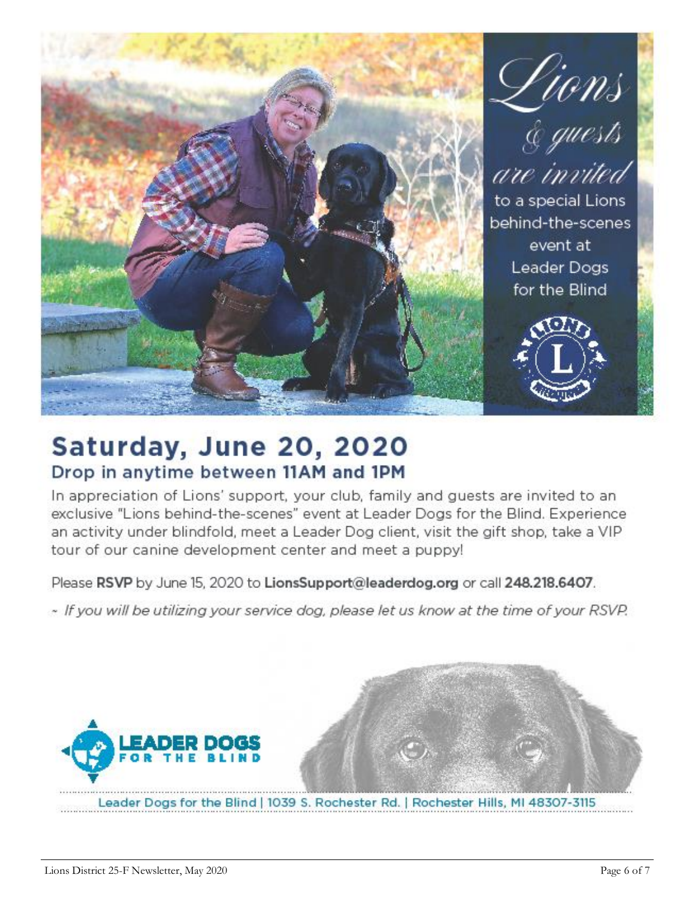*Lions*

*& guests*

*are invited*

to a special Lions behind-the-scenes event at Leader Dogs for the Blind

# Saturday, June 20, 2020

## Drop in anytime between 11AM and 1PM

In appreciation of Lions' support, your club, family and guests are invited to an exclusive "Lions behind-the-scenes" event at Leader Dogs for the Blind. Experience an activity under blindfold, meet a Leader Dog client, visit the gift shop, take a VIP tour of our canine development center and meet a puppy!

Please **RSVP** by June 15, 2020 to **LionsSupport@leaderdog.org** or call **248.218.6407**.

~ *If you will be utilizing your service dog, please let us know at the time of your RSVP.*

LEADER DOGS FOR THE BLIND

Leader Dogs for the Blind | 1039 S. Rochester Rd. | Rochester Hills, MI 48307-3115

Lions District 25-F Newsletter, May 2020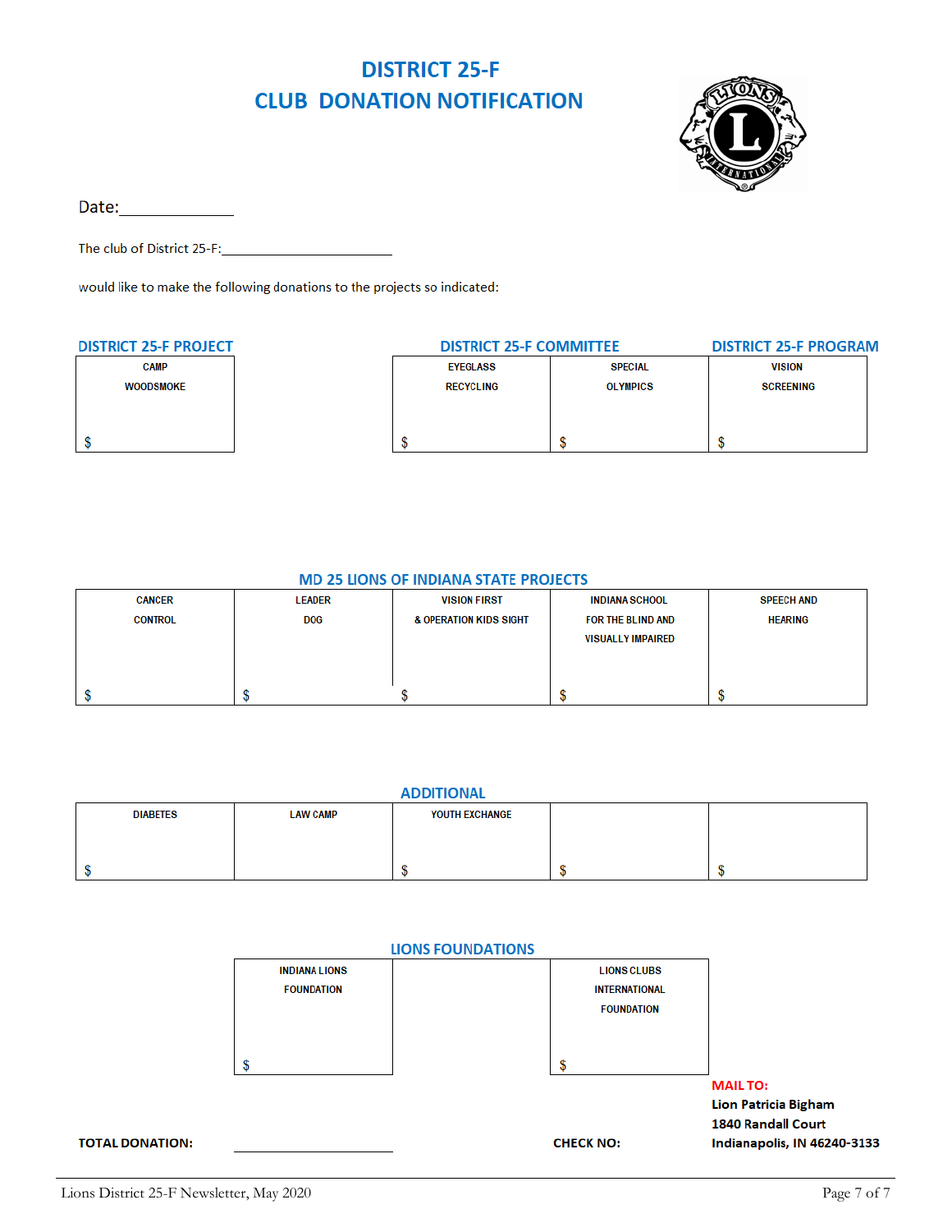# DISTRICT 25-F
# CLUB DONATION NOTIFICATION

Date:______________

The club of District 25-F:________________________

would like to make the following donations to the projects so indicated:

## DISTRICT 25-F PROJECT / DISTRICT 25-F COMMITTEE / DISTRICT 25-F PROGRAM

| CAMP WOODSMOKE | | EYEGLASS RECYCLING | SPECIAL OLYMPICS | VISION SCREENING |
|---|---|---|---|---|
| $ | | $ | $ | $ |

## MD 25 LIONS OF INDIANA STATE PROJECTS

| CANCER CONTROL | LEADER DOG | VISION FIRST & OPERATION KIDS SIGHT | INDIANA SCHOOL FOR THE BLIND AND VISUALLY IMPAIRED | SPEECH AND HEARING |
|---|---|---|---|---|
| $ | $ | $ | $ | $ |

## ADDITIONAL

| DIABETES | LAW CAMP | YOUTH EXCHANGE | | |
|---|---|---|---|---|
| $ | | $ | $ | $ |

## LIONS FOUNDATIONS

| INDIANA LIONS FOUNDATION | | LIONS CLUBS INTERNATIONAL FOUNDATION |
|---|---|---|
| $ | | $ |

**TOTAL DONATION:** ______________

**CHECK NO:**

**MAIL TO:**
**Lion Patricia Bigham**
**1840 Randall Court**
**Indianapolis, IN 46240-3133**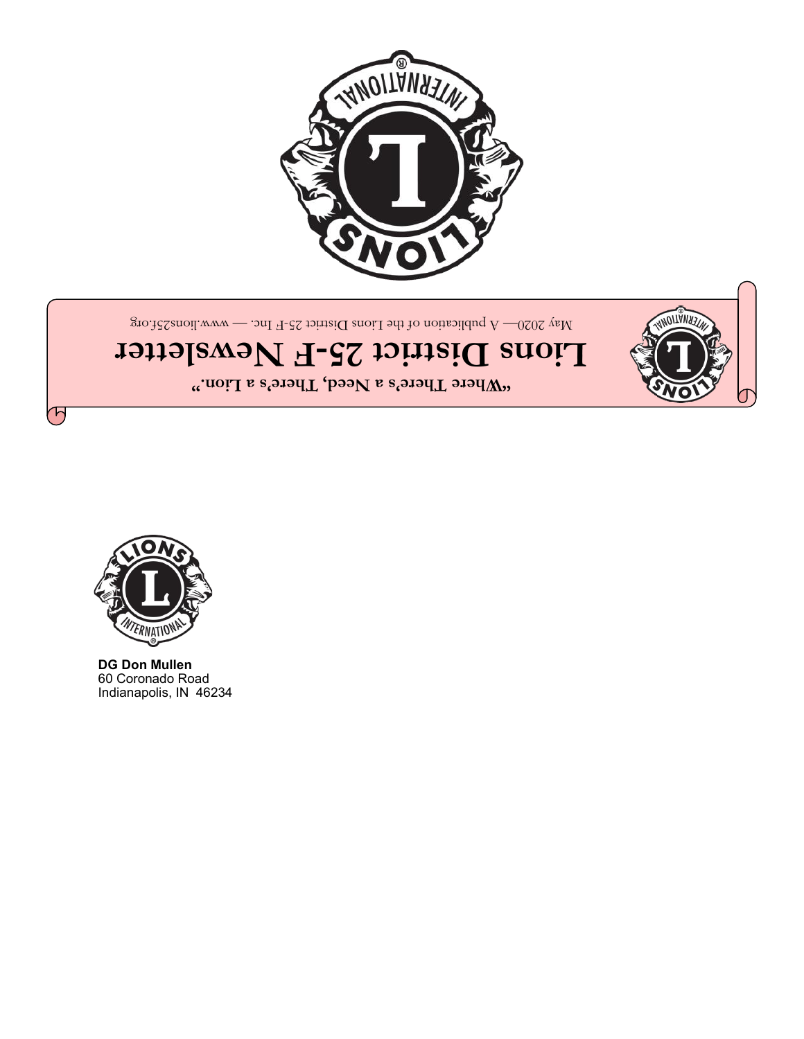# Lions District 25-F Newsletter

"Where There's a Need, There's a Lion."

May 2020— A publication of the Lions District 25-F Inc. — www.lions25f.org

**DG Don Mullen**
60 Coronado Road
Indianapolis, IN 46234